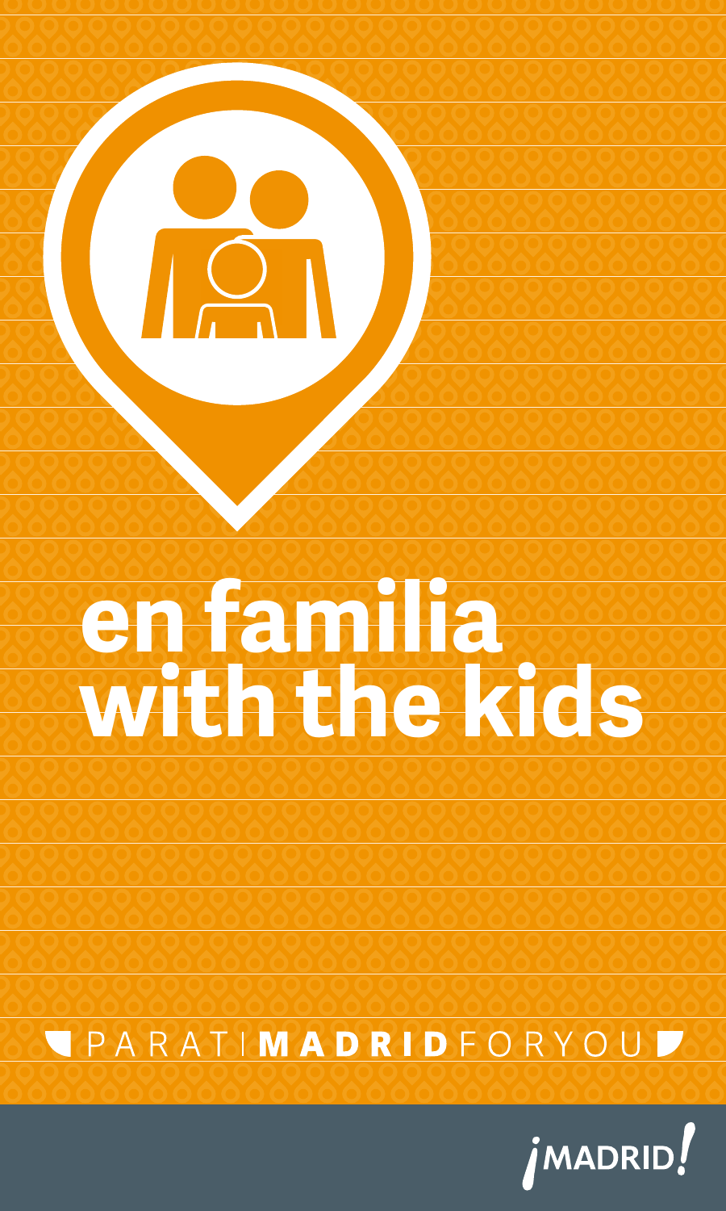# en familia
# with the kids

PARA TI **MADRID** FOR YOU

¡MADRID!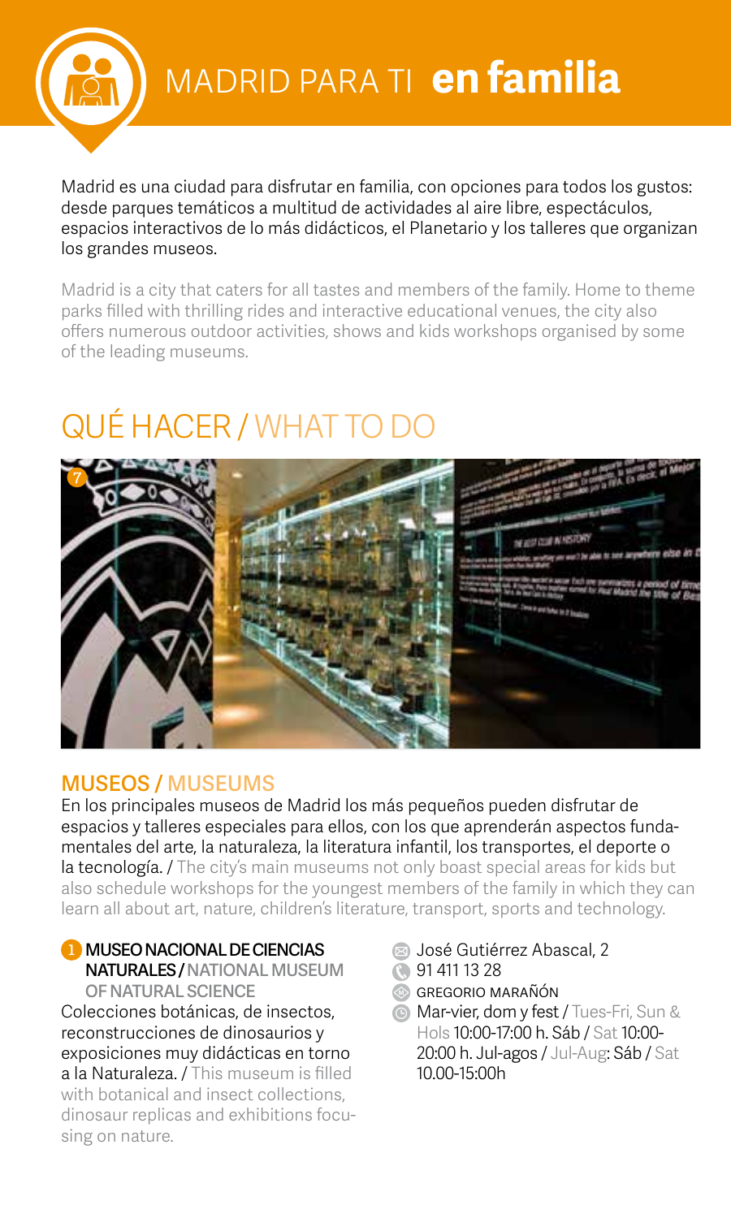# MADRID PARA TI **en familia**

Madrid es una ciudad para disfrutar en familia, con opciones para todos los gustos: desde parques temáticos a multitud de actividades al aire libre, espectáculos, espacios interactivos de lo más didácticos, el Planetario y los talleres que organizan los grandes museos.

Madrid is a city that caters for all tastes and members of the family. Home to theme parks filled with thrilling rides and interactive educational venues, the city also offers numerous outdoor activities, shows and kids workshops organised by some of the leading museums.

## QUÉ HACER / WHAT TO DO

### MUSEOS / MUSEUMS

En los principales museos de Madrid los más pequeños pueden disfrutar de espacios y talleres especiales para ellos, con los que aprenderán aspectos fundamentales del arte, la naturaleza, la literatura infantil, los transportes, el deporte o la tecnología. / The city's main museums not only boast special areas for kids but also schedule workshops for the youngest members of the family in which they can learn all about art, nature, children's literature, transport, sports and technology.

**1 MUSEO NACIONAL DE CIENCIAS NATURALES / NATIONAL MUSEUM OF NATURAL SCIENCE**

Colecciones botánicas, de insectos, reconstrucciones de dinosaurios y exposiciones muy didácticas en torno a la Naturaleza. / This museum is filled with botanical and insect collections, dinosaur replicas and exhibitions focusing on nature.

- José Gutiérrez Abascal, 2
- 91 411 13 28
- GREGORIO MARAÑÓN
- Mar-vier, dom y fest / Tues-Fri, Sun & Hols 10:00-17:00 h. Sáb / Sat 10:00-20:00 h. Jul-agos / Jul-Aug: Sáb / Sat 10.00-15:00h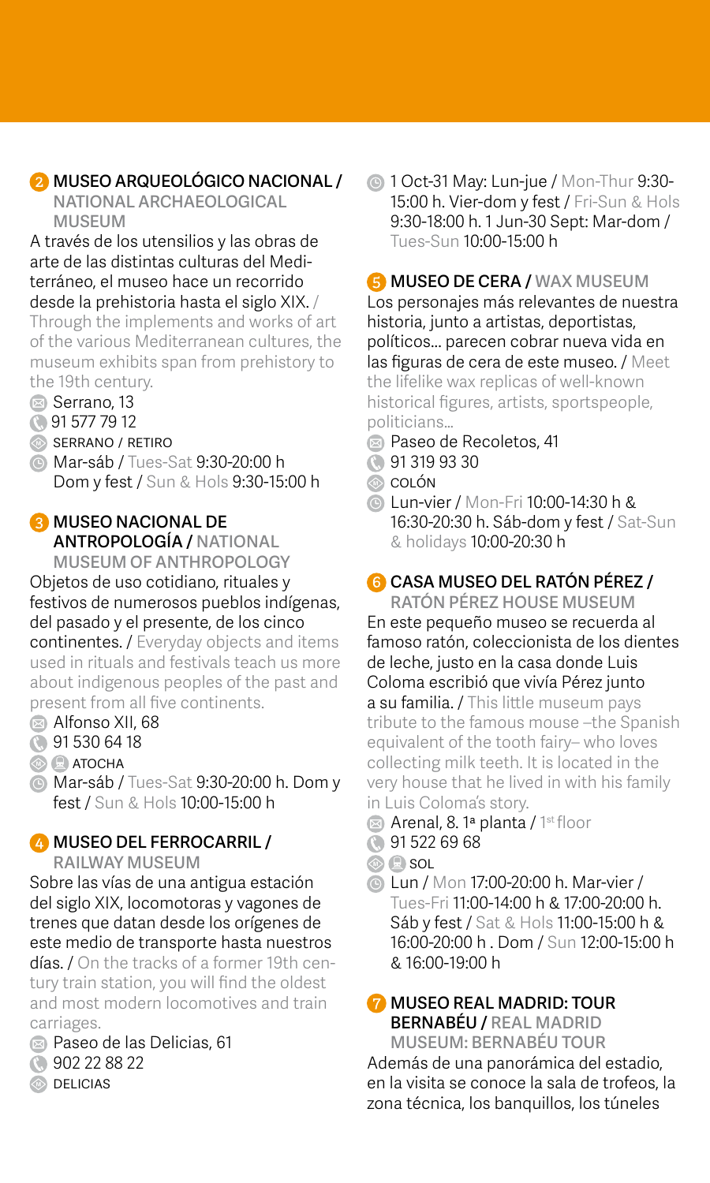## 2 MUSEO ARQUEOLÓGICO NACIONAL / NATIONAL ARCHAEOLOGICAL MUSEUM

A través de los utensilios y las obras de arte de las distintas culturas del Mediterráneo, el museo hace un recorrido desde la prehistoria hasta el siglo XIX. / Through the implements and works of art of the various Mediterranean cultures, the museum exhibits span from prehistory to the 19th century.

- Serrano, 13
- 91 577 79 12
- SERRANO / RETIRO
- Mar-sáb / Tues-Sat 9:30-20:00 h  
  Dom y fest / Sun & Hols 9:30-15:00 h

## 3 MUSEO NACIONAL DE ANTROPOLOGÍA / NATIONAL MUSEUM OF ANTHROPOLOGY

Objetos de uso cotidiano, rituales y festivos de numerosos pueblos indígenas, del pasado y el presente, de los cinco continentes. / Everyday objects and items used in rituals and festivals teach us more about indigenous peoples of the past and present from all five continents.

- Alfonso XII, 68
- 91 530 64 18
- ATOCHA
- Mar-sáb / Tues-Sat 9:30-20:00 h. Dom y fest / Sun & Hols 10:00-15:00 h

## 4 MUSEO DEL FERROCARRIL / RAILWAY MUSEUM

Sobre las vías de una antigua estación del siglo XIX, locomotoras y vagones de trenes que datan desde los orígenes de este medio de transporte hasta nuestros días. / On the tracks of a former 19th century train station, you will find the oldest and most modern locomotives and train carriages.

- Paseo de las Delicias, 61
- 902 22 88 22
- DELICIAS
- 1 Oct-31 May: Lun-jue / Mon-Thur 9:30-15:00 h. Vier-dom y fest / Fri-Sun & Hols 9:30-18:00 h. 1 Jun-30 Sept: Mar-dom / Tues-Sun 10:00-15:00 h

## 5 MUSEO DE CERA / WAX MUSEUM

Los personajes más relevantes de nuestra historia, junto a artistas, deportistas, políticos... parecen cobrar nueva vida en las figuras de cera de este museo. / Meet the lifelike wax replicas of well-known historical figures, artists, sportspeople, politicians...

- Paseo de Recoletos, 41
- 91 319 93 30
- COLÓN
- Lun-vier / Mon-Fri 10:00-14:30 h & 16:30-20:30 h. Sáb-dom y fest / Sat-Sun & holidays 10:00-20:30 h

## 6 CASA MUSEO DEL RATÓN PÉREZ / RATÓN PÉREZ HOUSE MUSEUM

En este pequeño museo se recuerda al famoso ratón, coleccionista de los dientes de leche, justo en la casa donde Luis Coloma escribió que vivía Pérez junto a su familia. / This little museum pays tribute to the famous mouse –the Spanish equivalent of the tooth fairy– who loves collecting milk teeth. It is located in the very house that he lived in with his family in Luis Coloma's story.

- Arenal, 8. 1ª planta / 1st floor
- 91 522 69 68
- SOL
- Lun / Mon 17:00-20:00 h. Mar-vier / Tues-Fri 11:00-14:00 h & 17:00-20:00 h. Sáb y fest / Sat & Hols 11:00-15:00 h & 16:00-20:00 h . Dom / Sun 12:00-15:00 h & 16:00-19:00 h

## 7 MUSEO REAL MADRID: TOUR BERNABÉU / REAL MADRID MUSEUM: BERNABÉU TOUR

Además de una panorámica del estadio, en la visita se conoce la sala de trofeos, la zona técnica, los banquillos, los túneles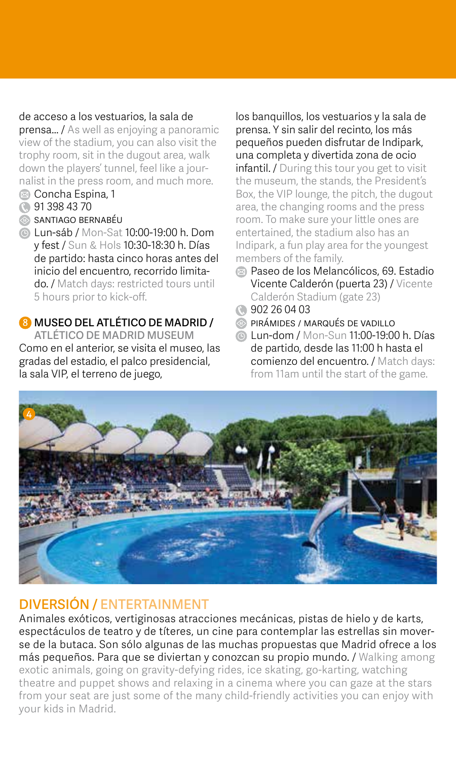de acceso a los vestuarios, la sala de prensa... / As well as enjoying a panoramic view of the stadium, you can also visit the trophy room, sit in the dugout area, walk down the players' tunnel, feel like a journalist in the press room, and much more.

- Concha Espina, 1
- 91 398 43 70
- SANTIAGO BERNABÉU
- Lun-sáb / Mon-Sat 10:00-19:00 h. Dom y fest / Sun & Hols 10:30-18:30 h. Días de partido: hasta cinco horas antes del inicio del encuentro, recorrido limitado. / Match days: restricted tours until 5 hours prior to kick-off.

### 8 MUSEO DEL ATLÉTICO DE MADRID / ATLÉTICO DE MADRID MUSEUM

Como en el anterior, se visita el museo, las gradas del estadio, el palco presidencial, la sala VIP, el terreno de juego, los banquillos, los vestuarios y la sala de prensa. Y sin salir del recinto, los más pequeños pueden disfrutar de Indipark, una completa y divertida zona de ocio infantil. / During this tour you get to visit the museum, the stands, the President's Box, the VIP lounge, the pitch, the dugout area, the changing rooms and the press room. To make sure your little ones are entertained, the stadium also has an Indipark, a fun play area for the youngest members of the family.

- Paseo de los Melancólicos, 69. Estadio Vicente Calderón (puerta 23) / Vicente Calderón Stadium (gate 23)
- 902 26 04 03
- PIRÁMIDES / MARQUÉS DE VADILLO
- Lun-dom / Mon-Sun 11:00-19:00 h. Días de partido, desde las 11:00 h hasta el comienzo del encuentro. / Match days: from 11am until the start of the game.

## DIVERSIÓN / ENTERTAINMENT

Animales exóticos, vertiginosas atracciones mecánicas, pistas de hielo y de karts, espectáculos de teatro y de títeres, un cine para contemplar las estrellas sin moverse de la butaca. Son sólo algunas de las muchas propuestas que Madrid ofrece a los más pequeños. Para que se diviertan y conozcan su propio mundo. / Walking among exotic animals, going on gravity-defying rides, ice skating, go-karting, watching theatre and puppet shows and relaxing in a cinema where you can gaze at the stars from your seat are just some of the many child-friendly activities you can enjoy with your kids in Madrid.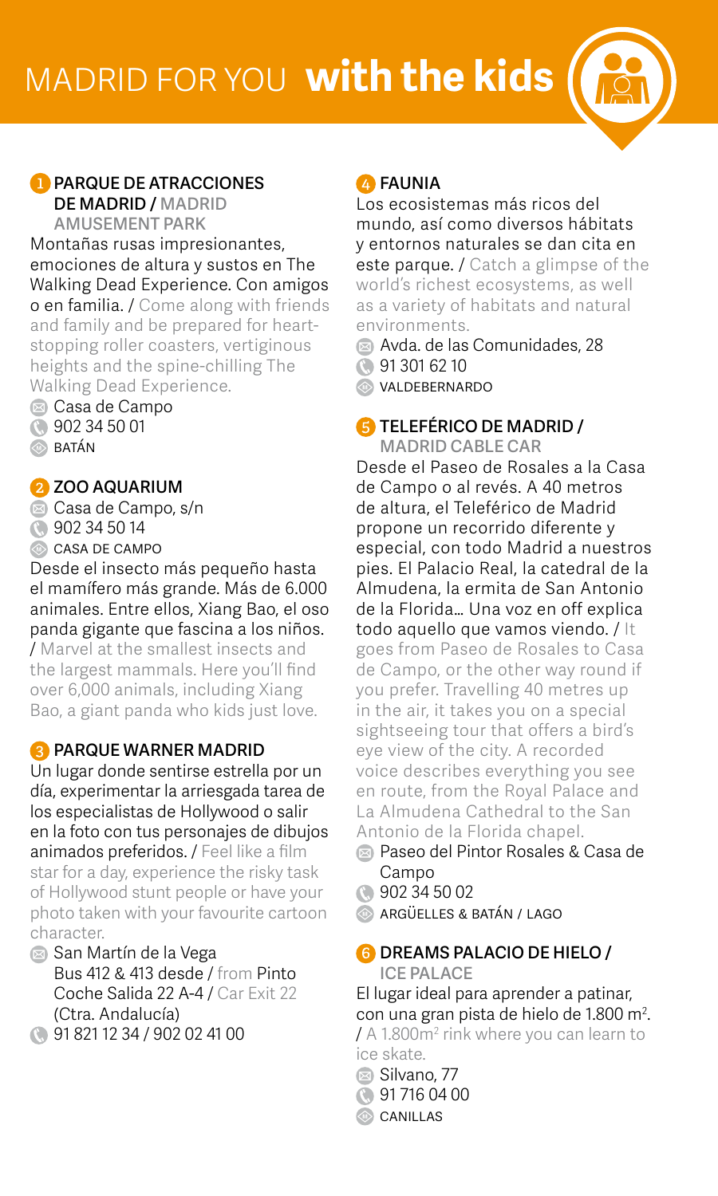# MADRID FOR YOU **with the kids**

## 1 PARQUE DE ATRACCIONES DE MADRID / MADRID AMUSEMENT PARK

Montañas rusas impresionantes, emociones de altura y sustos en The Walking Dead Experience. Con amigos o en familia. / Come along with friends and family and be prepared for heart-stopping roller coasters, vertiginous heights and the spine-chilling The Walking Dead Experience.

- Casa de Campo
- 902 34 50 01
- BATÁN

## 2 ZOO AQUARIUM

- Casa de Campo, s/n
- 902 34 50 14
- CASA DE CAMPO

Desde el insecto más pequeño hasta el mamífero más grande. Más de 6.000 animales. Entre ellos, Xiang Bao, el oso panda gigante que fascina a los niños. / Marvel at the smallest insects and the largest mammals. Here you'll find over 6,000 animals, including Xiang Bao, a giant panda who kids just love.

## 3 PARQUE WARNER MADRID

Un lugar donde sentirse estrella por un día, experimentar la arriesgada tarea de los especialistas de Hollywood o salir en la foto con tus personajes de dibujos animados preferidos. / Feel like a film star for a day, experience the risky task of Hollywood stunt people or have your photo taken with your favourite cartoon character.

- San Martín de la Vega
  Bus 412 & 413 desde / from Pinto
  Coche Salida 22 A-4 / Car Exit 22 (Ctra. Andalucía)
- 91 821 12 34 / 902 02 41 00

## 4 FAUNIA

Los ecosistemas más ricos del mundo, así como diversos hábitats y entornos naturales se dan cita en este parque. / Catch a glimpse of the world's richest ecosystems, as well as a variety of habitats and natural environments.

- Avda. de las Comunidades, 28
- 91 301 62 10
- VALDEBERNARDO

## 5 TELEFÉRICO DE MADRID / MADRID CABLE CAR

Desde el Paseo de Rosales a la Casa de Campo o al revés. A 40 metros de altura, el Teleférico de Madrid propone un recorrido diferente y especial, con todo Madrid a nuestros pies. El Palacio Real, la catedral de la Almudena, la ermita de San Antonio de la Florida… Una voz en off explica todo aquello que vamos viendo. / It goes from Paseo de Rosales to Casa de Campo, or the other way round if you prefer. Travelling 40 metres up in the air, it takes you on a special sightseeing tour that offers a bird's eye view of the city. A recorded voice describes everything you see en route, from the Royal Palace and La Almudena Cathedral to the San Antonio de la Florida chapel.

- Paseo del Pintor Rosales & Casa de Campo
- 902 34 50 02
- ARGÜELLES & BATÁN / LAGO

## 6 DREAMS PALACIO DE HIELO / ICE PALACE

El lugar ideal para aprender a patinar, con una gran pista de hielo de 1.800 $m^2$. / A 1.800$m^2$ rink where you can learn to ice skate.

- Silvano, 77
- 91 716 04 00
- CANILLAS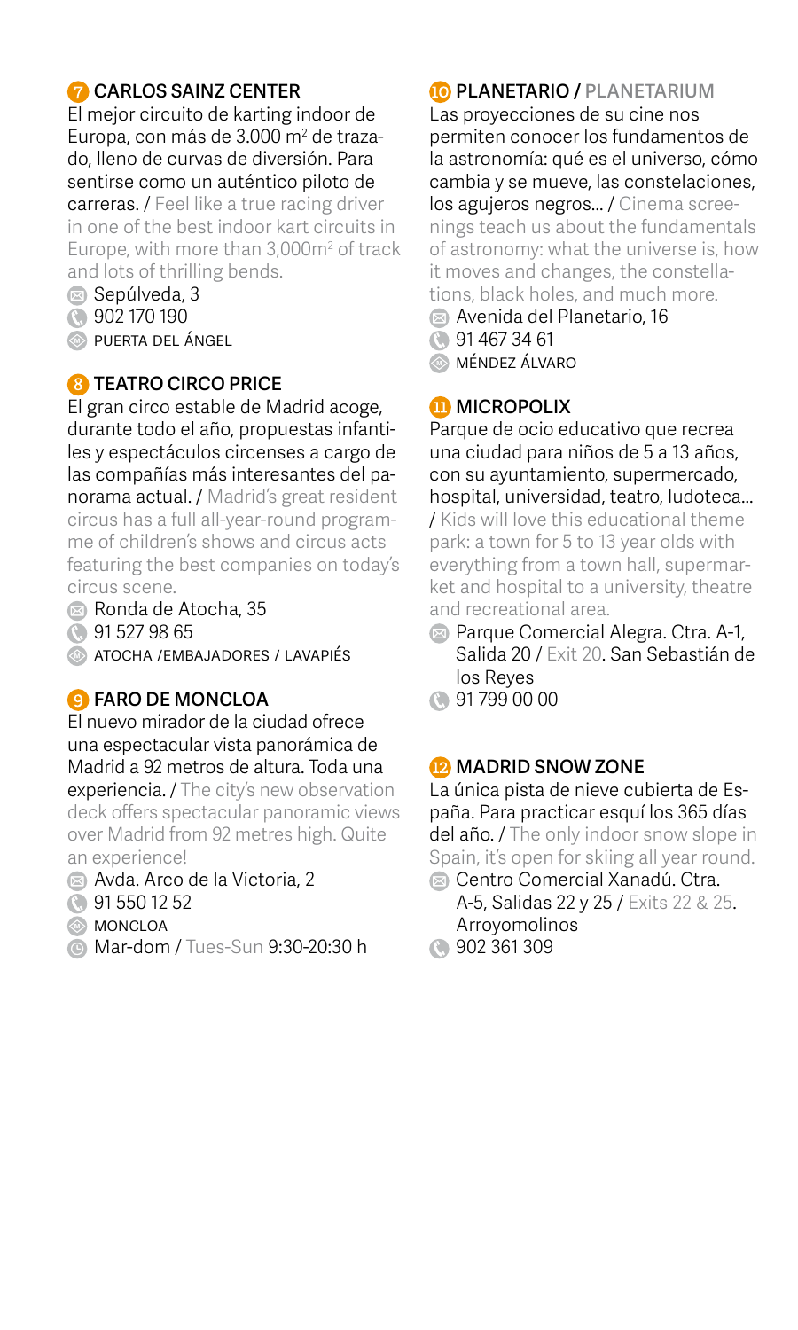## 7 CARLOS SAINZ CENTER

El mejor circuito de karting indoor de Europa, con más de 3.000 m$^2$ de trazado, lleno de curvas de diversión. Para sentirse como un auténtico piloto de carreras. / Feel like a true racing driver in one of the best indoor kart circuits in Europe, with more than 3,000m$^2$ of track and lots of thrilling bends.

Sepúlveda, 3
902 170 190
PUERTA DEL ÁNGEL

## 8 TEATRO CIRCO PRICE

El gran circo estable de Madrid acoge, durante todo el año, propuestas infantiles y espectáculos circenses a cargo de las compañías más interesantes del panorama actual. / Madrid's great resident circus has a full all-year-round programme of children's shows and circus acts featuring the best companies on today's circus scene.

Ronda de Atocha, 35
91 527 98 65
ATOCHA /EMBAJADORES / LAVAPIÉS

## 9 FARO DE MONCLOA

El nuevo mirador de la ciudad ofrece una espectacular vista panorámica de Madrid a 92 metros de altura. Toda una experiencia. / The city's new observation deck offers spectacular panoramic views over Madrid from 92 metres high. Quite an experience!

Avda. Arco de la Victoria, 2
91 550 12 52
MONCLOA
Mar-dom / Tues-Sun 9:30-20:30 h

## 10 PLANETARIO / PLANETARIUM

Las proyecciones de su cine nos permiten conocer los fundamentos de la astronomía: qué es el universo, cómo cambia y se mueve, las constelaciones, los agujeros negros... / Cinema screenings teach us about the fundamentals of astronomy: what the universe is, how it moves and changes, the constellations, black holes, and much more.

Avenida del Planetario, 16
91 467 34 61
MÉNDEZ ÁLVARO

## 11 MICROPOLIX

Parque de ocio educativo que recrea una ciudad para niños de 5 a 13 años, con su ayuntamiento, supermercado, hospital, universidad, teatro, ludoteca... / Kids will love this educational theme park: a town for 5 to 13 year olds with everything from a town hall, supermarket and hospital to a university, theatre and recreational area.

Parque Comercial Alegra. Ctra. A-1, Salida 20 / Exit 20. San Sebastián de los Reyes
91 799 00 00

## 12 MADRID SNOW ZONE

La única pista de nieve cubierta de España. Para practicar esquí los 365 días del año. / The only indoor snow slope in Spain, it's open for skiing all year round.

Centro Comercial Xanadú. Ctra. A-5, Salidas 22 y 25 / Exits 22 & 25. Arroyomolinos
902 361 309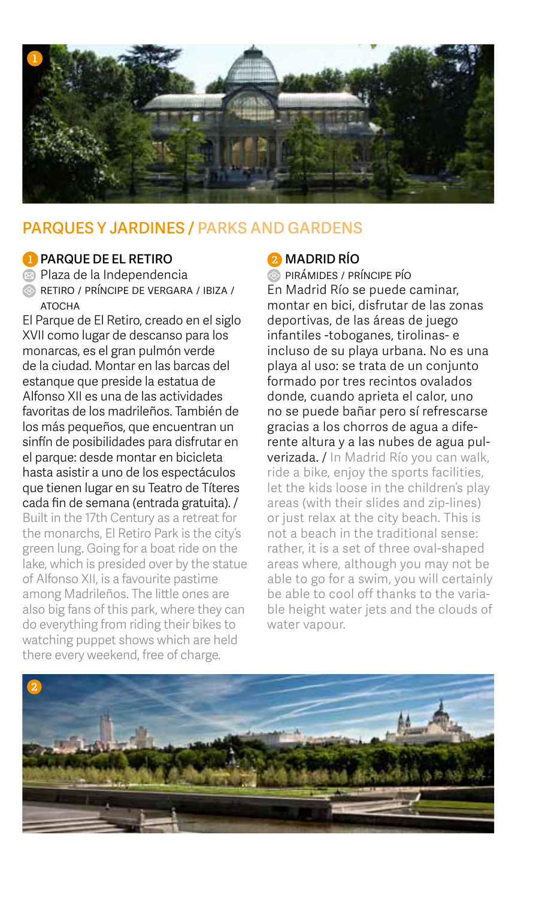## PARQUES Y JARDINES / PARKS AND GARDENS

### 1 PARQUE DE EL RETIRO

Plaza de la Independencia

RETIRO / PRÍNCIPE DE VERGARA / IBIZA / ATOCHA

El Parque de El Retiro, creado en el siglo XVII como lugar de descanso para los monarcas, es el gran pulmón verde de la ciudad. Montar en las barcas del estanque que preside la estatua de Alfonso XII es una de las actividades favoritas de los madrileños. También de los más pequeños, que encuentran un sinfín de posibilidades para disfrutar en el parque: desde montar en bicicleta hasta asistir a uno de los espectáculos que tienen lugar en su Teatro de Títeres cada fin de semana (entrada gratuita). / Built in the 17th Century as a retreat for the monarchs, El Retiro Park is the city's green lung. Going for a boat ride on the lake, which is presided over by the statue of Alfonso XII, is a favourite pastime among Madrileños. The little ones are also big fans of this park, where they can do everything from riding their bikes to watching puppet shows which are held there every weekend, free of charge.

### 2 MADRID RÍO

PIRÁMIDES / PRÍNCIPE PÍO

En Madrid Río se puede caminar, montar en bici, disfrutar de las zonas deportivas, de las áreas de juego infantiles -toboganes, tirolinas- e incluso de su playa urbana. No es una playa al uso: se trata de un conjunto formado por tres recintos ovalados donde, cuando aprieta el calor, uno no se puede bañar pero sí refrescarse gracias a los chorros de agua a diferente altura y a las nubes de agua pulverizada. / In Madrid Río you can walk, ride a bike, enjoy the sports facilities, let the kids loose in the children's play areas (with their slides and zip-lines) or just relax at the city beach. This is not a beach in the traditional sense: rather, it is a set of three oval-shaped areas where, although you may not be able to go for a swim, you will certainly be able to cool off thanks to the variable height water jets and the clouds of water vapour.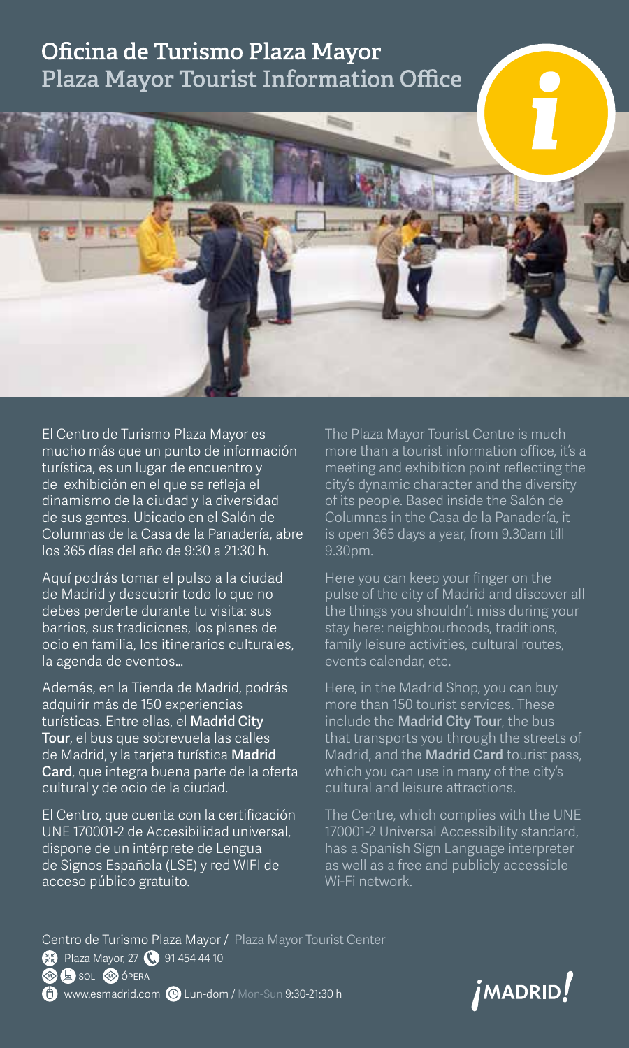# Oficina de Turismo Plaza Mayor
## Plaza Mayor Tourist Information Office

El Centro de Turismo Plaza Mayor es mucho más que un punto de información turística, es un lugar de encuentro y de exhibición en el que se refleja el dinamismo de la ciudad y la diversidad de sus gentes. Ubicado en el Salón de Columnas de la Casa de la Panadería, abre los 365 días del año de 9:30 a 21:30 h.

Aquí podrás tomar el pulso a la ciudad de Madrid y descubrir todo lo que no debes perderte durante tu visita: sus barrios, sus tradiciones, los planes de ocio en familia, los itinerarios culturales, la agenda de eventos...

Además, en la Tienda de Madrid, podrás adquirir más de 150 experiencias turísticas. Entre ellas, el **Madrid City Tour**, el bus que sobrevuela las calles de Madrid, y la tarjeta turística **Madrid Card**, que integra buena parte de la oferta cultural y de ocio de la ciudad.

El Centro, que cuenta con la certificación UNE 170001-2 de Accesibilidad universal, dispone de un intérprete de Lengua de Signos Española (LSE) y red WIFI de acceso público gratuito.

The Plaza Mayor Tourist Centre is much more than a tourist information office, it's a meeting and exhibition point reflecting the city's dynamic character and the diversity of its people. Based inside the Salón de Columnas in the Casa de la Panadería, it is open 365 days a year, from 9.30am till 9.30pm.

Here you can keep your finger on the pulse of the city of Madrid and discover all the things you shouldn't miss during your stay here: neighbourhoods, traditions, family leisure activities, cultural routes, events calendar, etc.

Here, in the Madrid Shop, you can buy more than 150 tourist services. These include the **Madrid City Tour**, the bus that transports you through the streets of Madrid, and the **Madrid Card** tourist pass, which you can use in many of the city's cultural and leisure attractions.

The Centre, which complies with the UNE 170001-2 Universal Accessibility standard, has a Spanish Sign Language interpreter as well as a free and publicly accessible Wi-Fi network.

Centro de Turismo Plaza Mayor / Plaza Mayor Tourist Center

Plaza Mayor, 27 · 91 454 44 10

SOL · ÓPERA

www.esmadrid.com · Lun-dom / Mon-Sun 9:30-21:30 h

¡MADRID!